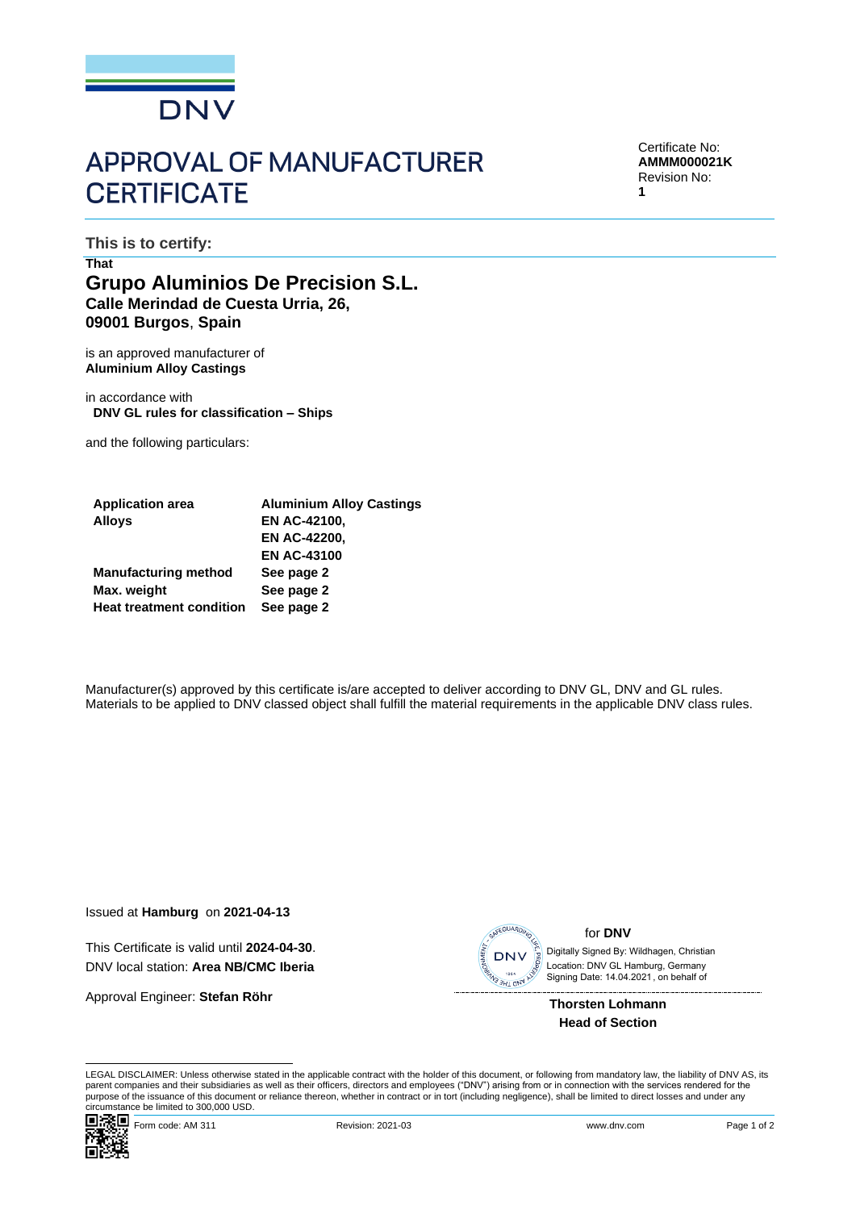DNV

# APPROVAL OF MANUFACTURER CERTIFICATE

Certificate No:
**AMMM000021K**
Revision No:
**1**

**This is to certify:**

**That**

## Grupo Aluminios De Precision S.L.

**Calle Merindad de Cuesta Urria, 26,**
**09001 Burgos, Spain**

is an approved manufacturer of
**Aluminium Alloy Castings**

in accordance with
**DNV GL rules for classification – Ships**

and the following particulars:

| | |
|---|---|
| **Application area** | **Aluminium Alloy Castings** |
| **Alloys** | **EN AC-42100, EN AC-42200, EN AC-43100** |
| **Manufacturing method** | **See page 2** |
| **Max. weight** | **See page 2** |
| **Heat treatment condition** | **See page 2** |

Manufacturer(s) approved by this certificate is/are accepted to deliver according to DNV GL, DNV and GL rules. Materials to be applied to DNV classed object shall fulfill the material requirements in the applicable DNV class rules.

Issued at **Hamburg** on **2021-04-13**

This Certificate is valid until **2024-04-30**.
DNV local station: **Area NB/CMC Iberia**

Approval Engineer: **Stefan Röhr**

for **DNV**

Digitally Signed By: Wildhagen, Christian
Location: DNV GL Hamburg, Germany
Signing Date: 14.04.2021 , on behalf of

**Thorsten Lohmann**
**Head of Section**

LEGAL DISCLAIMER: Unless otherwise stated in the applicable contract with the holder of this document, or following from mandatory law, the liability of DNV AS, its parent companies and their subsidiaries as well as their officers, directors and employees ("DNV") arising from or in connection with the services rendered for the purpose of the issuance of this document or reliance thereon, whether in contract or in tort (including negligence), shall be limited to direct losses and under any circumstance be limited to 300,000 USD.

Form code: AM 311 Revision: 2021-03 www.dnv.com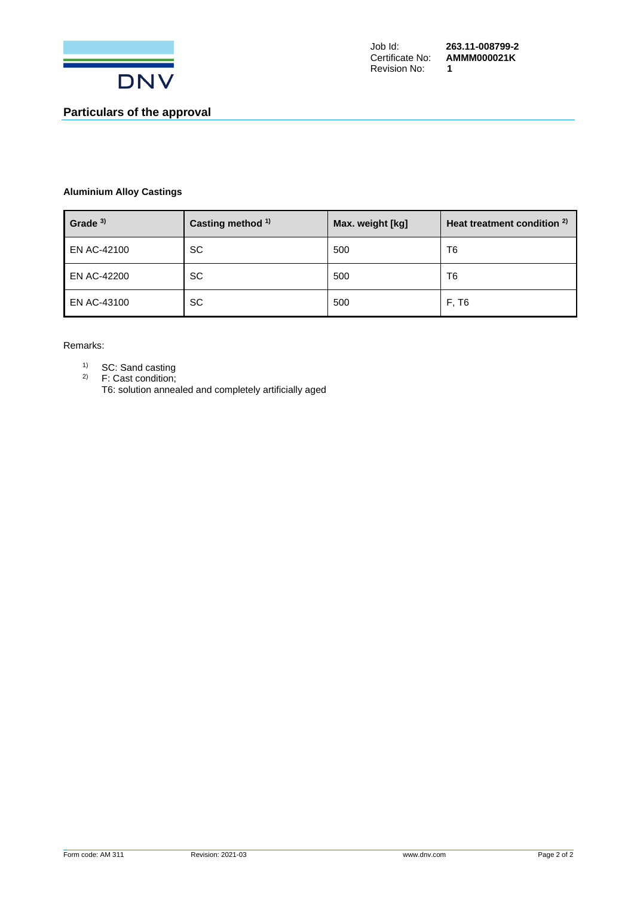Job Id: **263.11-008799-2**
Certificate No: **AMMM000021K**
Revision No: **1**

## Particulars of the approval

**Aluminium Alloy Castings**

| Grade [3] | Casting method [1] | Max. weight [kg] | Heat treatment condition [2] |
| --- | --- | --- | --- |
| EN AC-42100 | SC | 500 | T6 |
| EN AC-42200 | SC | 500 | T6 |
| EN AC-43100 | SC | 500 | F, T6 |

Remarks:

[1] SC: Sand casting
[2] F: Cast condition;
T6: solution annealed and completely artificially aged